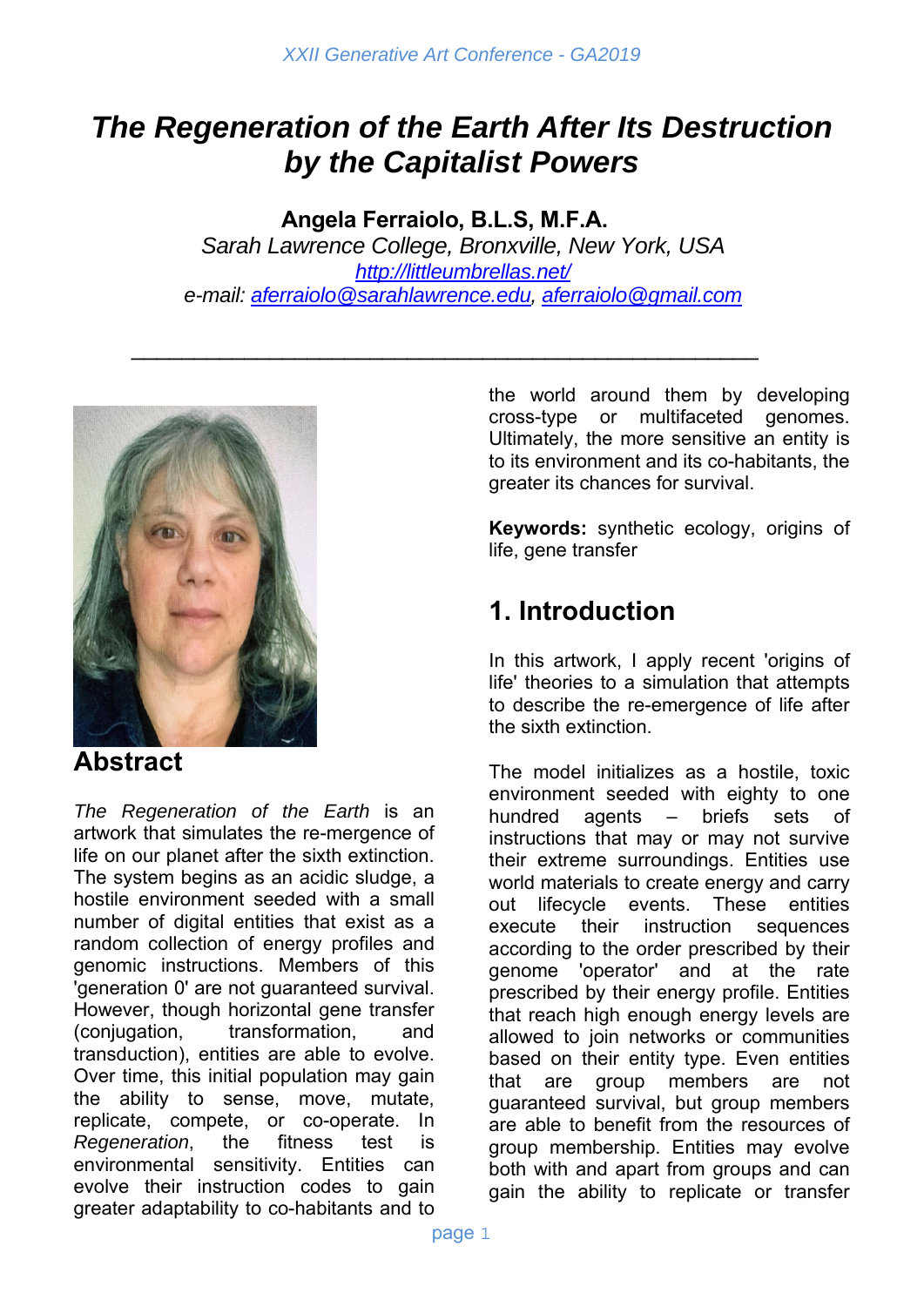# The Regeneration of the Earth After Its Destruction by the Capitalist Powers

**Angela Ferraiolo, B.L.S, M.F.A.**

*Sarah Lawrence College, Bronxville, New York, USA*

*http://littleumbrellas.net/*

*e-mail: aferraiolo@sarahlawrence.edu, aferraiolo@gmail.com*

---

## Abstract

*The Regeneration of the Earth* is an artwork that simulates the re-mergence of life on our planet after the sixth extinction. The system begins as an acidic sludge, a hostile environment seeded with a small number of digital entities that exist as a random collection of energy profiles and genomic instructions. Members of this 'generation 0' are not guaranteed survival. However, though horizontal gene transfer (conjugation, transformation, and transduction), entities are able to evolve. Over time, this initial population may gain the ability to sense, move, mutate, replicate, compete, or co-operate. In *Regeneration*, the fitness test is environmental sensitivity. Entities can evolve their instruction codes to gain greater adaptability to co-habitants and to the world around them by developing cross-type or multifaceted genomes. Ultimately, the more sensitive an entity is to its environment and its co-habitants, the greater its chances for survival.

**Keywords:** synthetic ecology, origins of life, gene transfer

## 1. Introduction

In this artwork, I apply recent 'origins of life' theories to a simulation that attempts to describe the re-emergence of life after the sixth extinction.

The model initializes as a hostile, toxic environment seeded with eighty to one hundred agents – briefs sets of instructions that may or may not survive their extreme surroundings. Entities use world materials to create energy and carry out lifecycle events. These entities execute their instruction sequences according to the order prescribed by their genome 'operator' and at the rate prescribed by their energy profile. Entities that reach high enough energy levels are allowed to join networks or communities based on their entity type. Even entities that are group members are not guaranteed survival, but group members are able to benefit from the resources of group membership. Entities may evolve both with and apart from groups and can gain the ability to replicate or transfer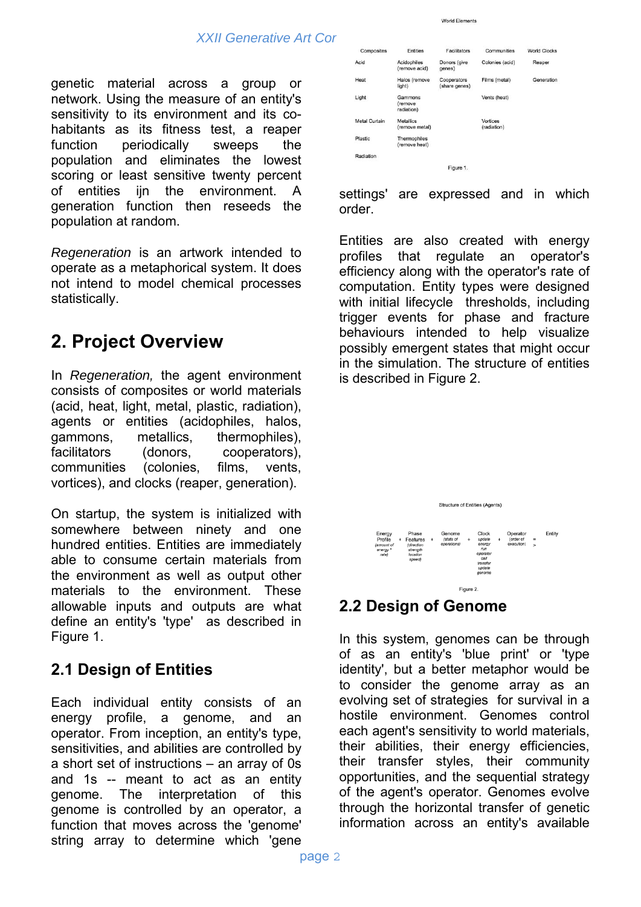genetic material across a group or network. Using the measure of an entity's sensitivity to its environment and its co-habitants as its fitness test, a reaper function periodically sweeps the population and eliminates the lowest scoring or least sensitive twenty percent of entities ijn the environment. A generation function then reseeds the population at random.

*Regeneration* is an artwork intended to operate as a metaphorical system. It does not intend to model chemical processes statistically.

## 2. Project Overview

In *Regeneration,* the agent environment consists of composites or world materials (acid, heat, light, metal, plastic, radiation), agents or entities (acidophiles, halos, gammons, metallics, thermophiles), facilitators (donors, cooperators), communities (colonies, films, vents, vortices), and clocks (reaper, generation).

On startup, the system is initialized with somewhere between ninety and one hundred entities. Entities are immediately able to consume certain materials from the environment as well as output other materials to the environment. These allowable inputs and outputs are what define an entity's 'type' as described in Figure 1.

### 2.1 Design of Entities

Each individual entity consists of an energy profile, a genome, and an operator. From inception, an entity's type, sensitivities, and abilities are controlled by a short set of instructions – an array of 0s and 1s -- meant to act as an entity genome. The interpretation of this genome is controlled by an operator, a function that moves across the 'genome' string array to determine which 'gene settings' are expressed and in which order.

World Elements

| Composites | Entities | Facilitators | Communities | World Clocks |
|---|---|---|---|---|
| Acid | Acidophiles (remove acid) | Donors (give genes) | Colonies (acid) | Reaper |
| Heat | Halos (remove light) | Cooperators (share genes) | Films (metal) | Generation |
| Light | Gammons (remove radiation) | | Vents (heat) | |
| Metal Curtain | Metallics (remove metal) | | Vortices (radiation) | |
| Plastic | Thermophiles (remove heat) | | | |
| Radiation | | | | |

Figure 1.

Entities are also created with energy profiles that regulate an operator's efficiency along with the operator's rate of computation. Entity types were designed with initial lifecycle thresholds, including trigger events for phase and fracture behaviours intended to help visualize possibly emergent states that might occur in the simulation. The structure of entities is described in Figure 2.

Structure of Entities (Agents)

Energy Profile *(amount of energy \* rate)* + Phase Features *(direction strength location speed)* + Genome *(stats or operations)* + Clock *update energy run operator call transfer update genome* + Operator *(order of execution)* => Entity

Figure 2.

### 2.2 Design of Genome

In this system, genomes can be through of as an entity's 'blue print' or 'type identity', but a better metaphor would be to consider the genome array as an evolving set of strategies for survival in a hostile environment. Genomes control each agent's sensitivity to world materials, their abilities, their energy efficiencies, their transfer styles, their community opportunities, and the sequential strategy of the agent's operator. Genomes evolve through the horizontal transfer of genetic information across an entity's available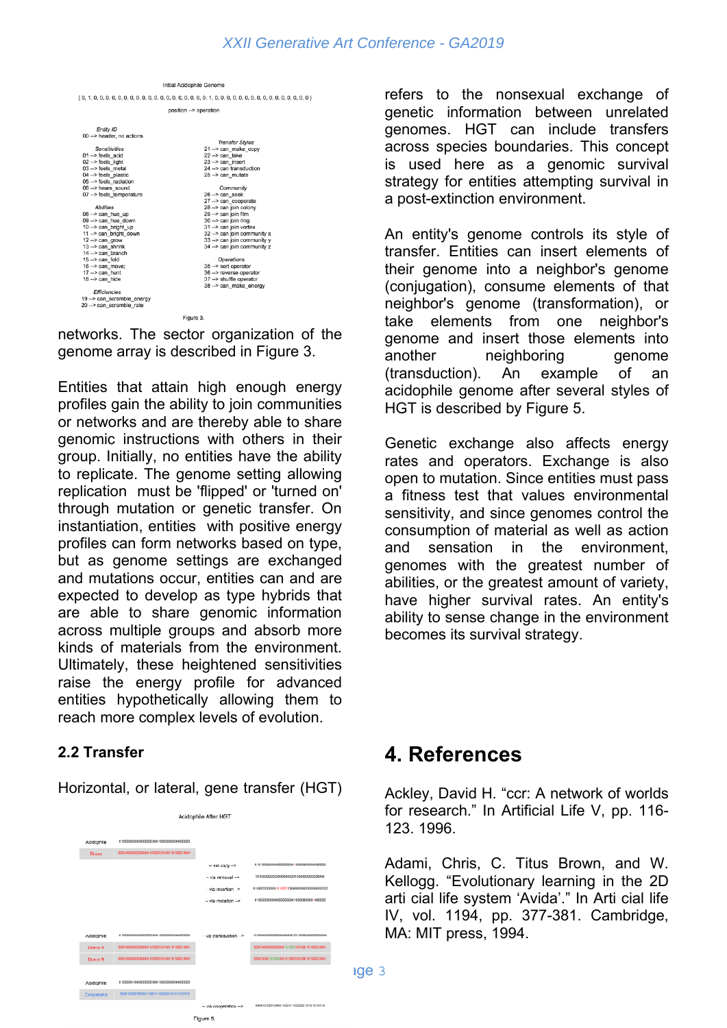Initial Acidophile Genome

{ 0, 1, 0, 0, 0, 0, 0, 0, 0, 0, 0, 0, 0, 0, 0, 0, 0, 0, 0, 0, 0, 1, 0, 1, 0, 0, 0, 0, 0, 0, 0, 0, 0, 0, 0, 0, 0, 0, 0 }

position --> operation

*Entity ID*
00 --> header, no actions

*Sensitivities*
01 --> feels_acid
02 --> feels_light
03 --> feels_metal
04 --> feels_plastic
05 --> feels_radiation
06 --> hears_sound
07 --> feels_temperature

*Abilities*
08 --> can_hue_up
09 --> can_hue_down
10 --> can_bright_up
11 --> can_bright_down
12 --> can_grow
13 --> can_shrink
14 --> can_branch
15 --> can_fold
16 --> can_move
17 --> can_hunt
18 --> can_hide

*Efficiencies*
19 --> can_scramble_energy
20 --> can_scramble_rate

*Transfer Styles*
21 --> can_make_copy
22 --> can_take
23 --> can_insert
24 --> can transduction
25 --> can_mutate

*Community*
26 --> can_seek
27 --> can_cooperate
28 --> can join colony
29 --> can join film
30 --> can join ring
31 --> can join vortex
32 --> can join community x
33 --> can join community y
34 --> can join community z

*Operations*
35 --> sort operator
36 --> reverse operator
37 --> shuffle operator
38 --> can_make_energy

Figure 3.

networks. The sector organization of the genome array is described in Figure 3.

Entities that attain high enough energy profiles gain the ability to join communities or networks and are thereby able to share genomic instructions with others in their group. Initially, no entities have the ability to replicate. The genome setting allowing replication must be 'flipped' or 'turned on' through mutation or genetic transfer. On instantiation, entities with positive energy profiles can form networks based on type, but as genome settings are exchanged and mutations occur, entities can and are expected to develop as type hybrids that are able to share genomic information across multiple groups and absorb more kinds of materials from the environment. Ultimately, these heightened sensitivities raise the energy profile for advanced entities hypothetically allowing them to reach more complex levels of evolution.

## 2.2 Transfer

Horizontal, or lateral, gene transfer (HGT)

Acidophile After HGT

Figure 5.

refers to the nonsexual exchange of genetic information between unrelated genomes. HGT can include transfers across species boundaries. This concept is used here as a genomic survival strategy for entities attempting survival in a post-extinction environment.

An entity's genome controls its style of transfer. Entities can insert elements of their genome into a neighbor's genome (conjugation), consume elements of that neighbor's genome (transformation), or take elements from one neighbor's genome and insert those elements into another neighboring genome (transduction). An example of an acidophile genome after several styles of HGT is described by Figure 5.

Genetic exchange also affects energy rates and operators. Exchange is also open to mutation. Since entities must pass a fitness test that values environmental sensitivity, and since genomes control the consumption of material as well as action and sensation in the environment, genomes with the greatest number of abilities, or the greatest amount of variety, have higher survival rates. An entity's ability to sense change in the environment becomes its survival strategy.

# 4. References

Ackley, David H. “ccr: A network of worlds for research.” In Artificial Life V, pp. 116-123. 1996.

Adami, Chris, C. Titus Brown, and W. Kellogg. “Evolutionary learning in the 2D arti cial life system ‘Avida’.” In Arti cial life IV, vol. 1194, pp. 377-381. Cambridge, MA: MIT press, 1994.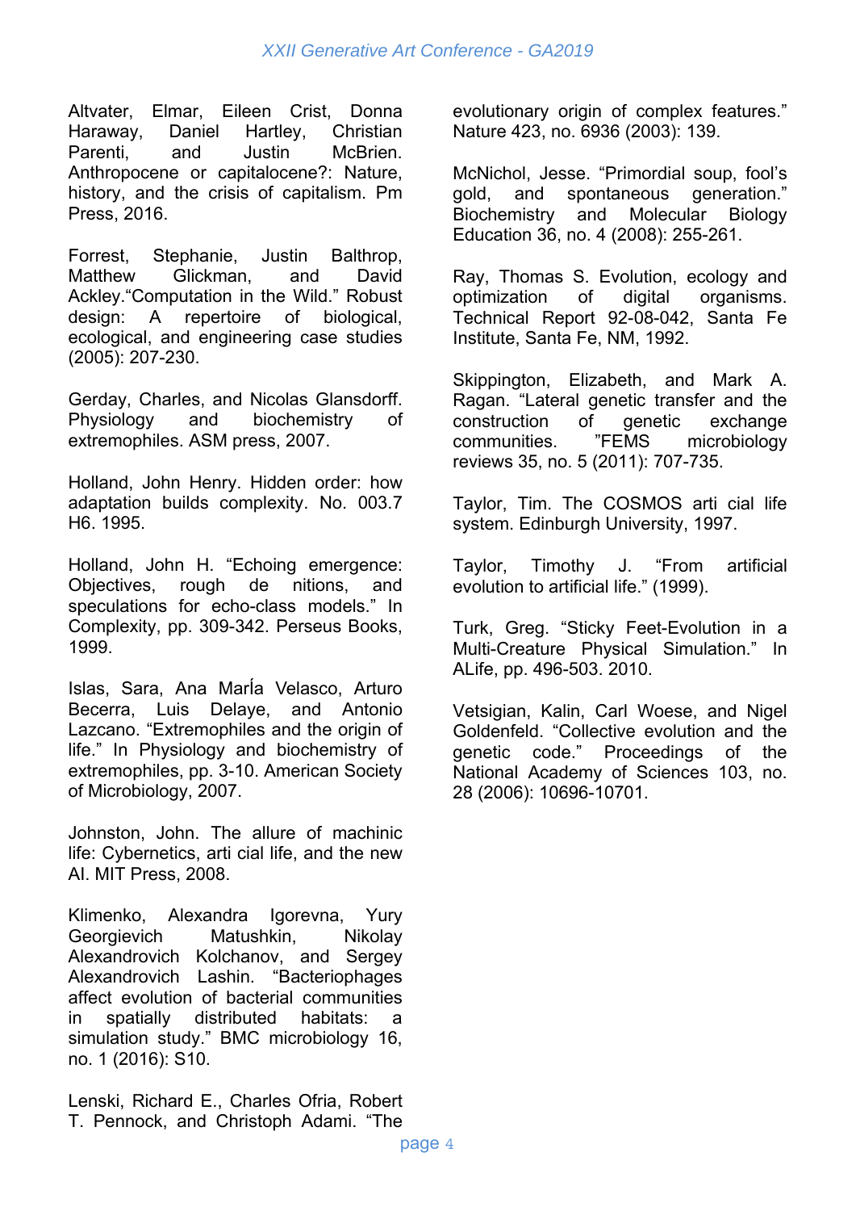Altvater, Elmar, Eileen Crist, Donna Haraway, Daniel Hartley, Christian Parenti, and Justin McBrien. Anthropocene or capitalocene?: Nature, history, and the crisis of capitalism. Pm Press, 2016.

Forrest, Stephanie, Justin Balthrop, Matthew Glickman, and David Ackley."Computation in the Wild." Robust design: A repertoire of biological, ecological, and engineering case studies (2005): 207-230.

Gerday, Charles, and Nicolas Glansdorff. Physiology and biochemistry of extremophiles. ASM press, 2007.

Holland, John Henry. Hidden order: how adaptation builds complexity. No. 003.7 H6. 1995.

Holland, John H. "Echoing emergence: Objectives, rough de nitions, and speculations for echo-class models." In Complexity, pp. 309-342. Perseus Books, 1999.

Islas, Sara, Ana MarÍa Velasco, Arturo Becerra, Luis Delaye, and Antonio Lazcano. "Extremophiles and the origin of life." In Physiology and biochemistry of extremophiles, pp. 3-10. American Society of Microbiology, 2007.

Johnston, John. The allure of machinic life: Cybernetics, arti cial life, and the new AI. MIT Press, 2008.

Klimenko, Alexandra Igorevna, Yury Georgievich Matushkin, Nikolay Alexandrovich Kolchanov, and Sergey Alexandrovich Lashin. "Bacteriophages affect evolution of bacterial communities in spatially distributed habitats: a simulation study." BMC microbiology 16, no. 1 (2016): S10.

Lenski, Richard E., Charles Ofria, Robert T. Pennock, and Christoph Adami. "The evolutionary origin of complex features." Nature 423, no. 6936 (2003): 139.

McNichol, Jesse. "Primordial soup, fool's gold, and spontaneous generation." Biochemistry and Molecular Biology Education 36, no. 4 (2008): 255-261.

Ray, Thomas S. Evolution, ecology and optimization of digital organisms. Technical Report 92-08-042, Santa Fe Institute, Santa Fe, NM, 1992.

Skippington, Elizabeth, and Mark A. Ragan. "Lateral genetic transfer and the construction of genetic exchange communities. "FEMS microbiology reviews 35, no. 5 (2011): 707-735.

Taylor, Tim. The COSMOS arti cial life system. Edinburgh University, 1997.

Taylor, Timothy J. "From artificial evolution to artificial life." (1999).

Turk, Greg. "Sticky Feet-Evolution in a Multi-Creature Physical Simulation." In ALife, pp. 496-503. 2010.

Vetsigian, Kalin, Carl Woese, and Nigel Goldenfeld. "Collective evolution and the genetic code." Proceedings of the National Academy of Sciences 103, no. 28 (2006): 10696-10701.